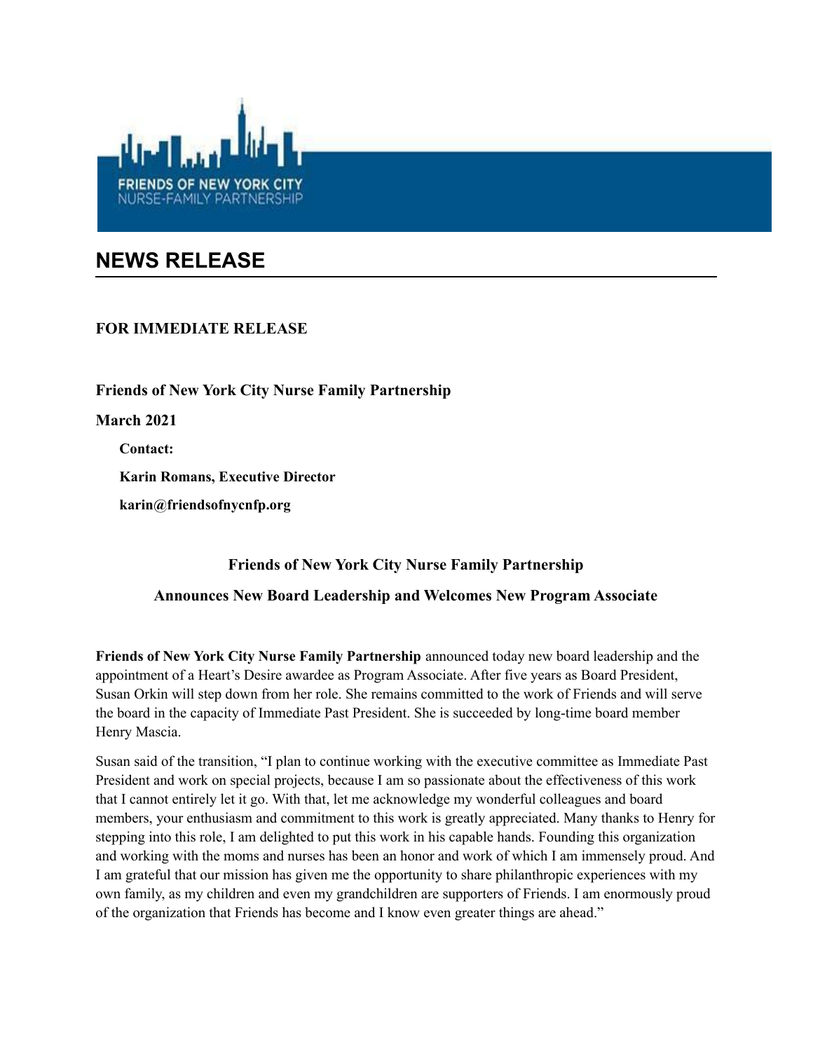FRIENDS OF NEW YORK CITY
NURSE-FAMILY PARTNERSHIP

# NEWS RELEASE

**FOR IMMEDIATE RELEASE**

**Friends of New York City Nurse Family Partnership**

**March 2021**

**Contact:**

**Karin Romans, Executive Director**

**karin@friendsofnycnfp.org**

## Friends of New York City Nurse Family Partnership

## Announces New Board Leadership and Welcomes New Program Associate

**Friends of New York City Nurse Family Partnership** announced today new board leadership and the appointment of a Heart's Desire awardee as Program Associate. After five years as Board President, Susan Orkin will step down from her role. She remains committed to the work of Friends and will serve the board in the capacity of Immediate Past President. She is succeeded by long-time board member Henry Mascia.

Susan said of the transition, "I plan to continue working with the executive committee as Immediate Past President and work on special projects, because I am so passionate about the effectiveness of this work that I cannot entirely let it go. With that, let me acknowledge my wonderful colleagues and board members, your enthusiasm and commitment to this work is greatly appreciated. Many thanks to Henry for stepping into this role, I am delighted to put this work in his capable hands. Founding this organization and working with the moms and nurses has been an honor and work of which I am immensely proud. And I am grateful that our mission has given me the opportunity to share philanthropic experiences with my own family, as my children and even my grandchildren are supporters of Friends. I am enormously proud of the organization that Friends has become and I know even greater things are ahead."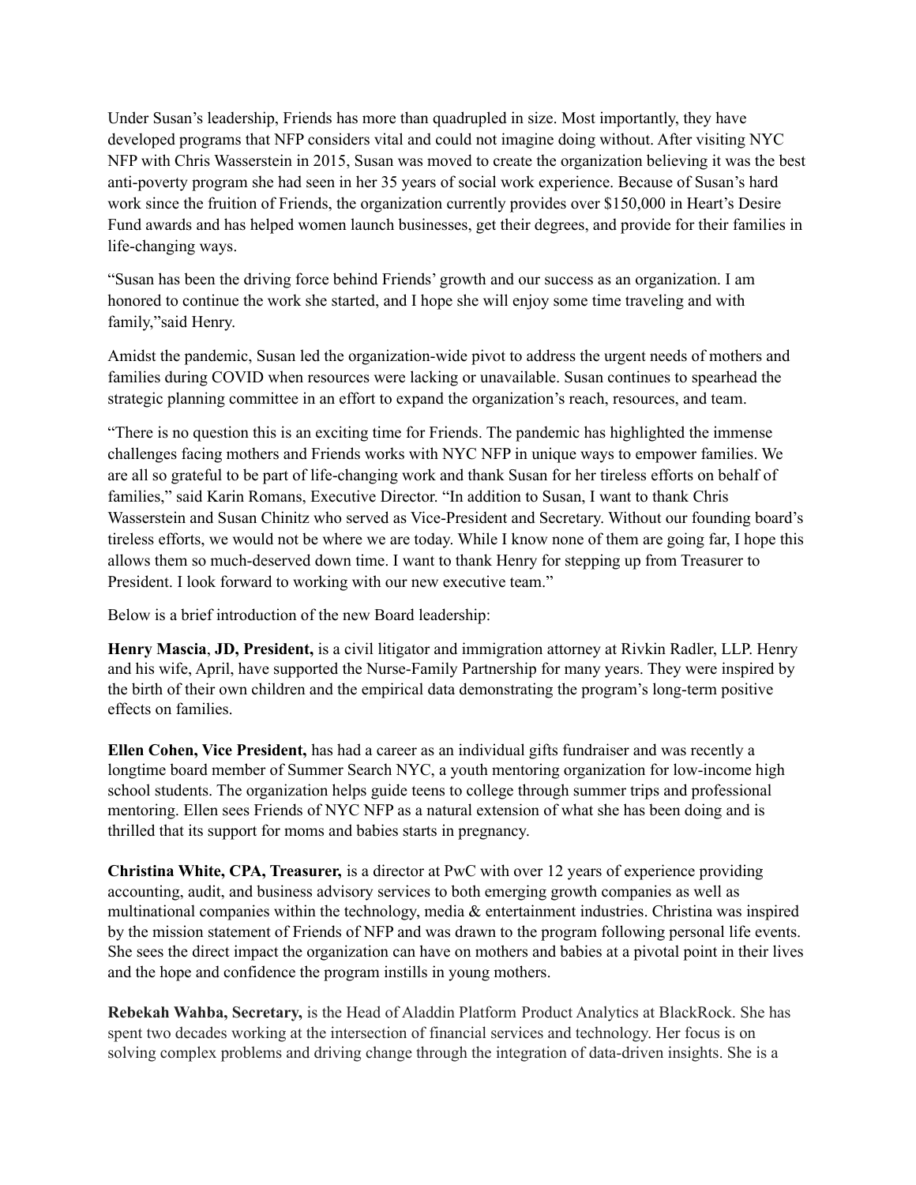Under Susan's leadership, Friends has more than quadrupled in size. Most importantly, they have developed programs that NFP considers vital and could not imagine doing without. After visiting NYC NFP with Chris Wasserstein in 2015, Susan was moved to create the organization believing it was the best anti-poverty program she had seen in her 35 years of social work experience. Because of Susan's hard work since the fruition of Friends, the organization currently provides over $150,000 in Heart's Desire Fund awards and has helped women launch businesses, get their degrees, and provide for their families in life-changing ways.

"Susan has been the driving force behind Friends' growth and our success as an organization. I am honored to continue the work she started, and I hope she will enjoy some time traveling and with family,"said Henry.

Amidst the pandemic, Susan led the organization-wide pivot to address the urgent needs of mothers and families during COVID when resources were lacking or unavailable. Susan continues to spearhead the strategic planning committee in an effort to expand the organization's reach, resources, and team.

"There is no question this is an exciting time for Friends. The pandemic has highlighted the immense challenges facing mothers and Friends works with NYC NFP in unique ways to empower families. We are all so grateful to be part of life-changing work and thank Susan for her tireless efforts on behalf of families," said Karin Romans, Executive Director. "In addition to Susan, I want to thank Chris Wasserstein and Susan Chinitz who served as Vice-President and Secretary. Without our founding board's tireless efforts, we would not be where we are today. While I know none of them are going far, I hope this allows them so much-deserved down time. I want to thank Henry for stepping up from Treasurer to President. I look forward to working with our new executive team."

Below is a brief introduction of the new Board leadership:

**Henry Mascia**, **JD, President,** is a civil litigator and immigration attorney at Rivkin Radler, LLP. Henry and his wife, April, have supported the Nurse-Family Partnership for many years. They were inspired by the birth of their own children and the empirical data demonstrating the program's long-term positive effects on families.

**Ellen Cohen, Vice President,** has had a career as an individual gifts fundraiser and was recently a longtime board member of Summer Search NYC, a youth mentoring organization for low-income high school students. The organization helps guide teens to college through summer trips and professional mentoring. Ellen sees Friends of NYC NFP as a natural extension of what she has been doing and is thrilled that its support for moms and babies starts in pregnancy.

**Christina White, CPA, Treasurer,** is a director at PwC with over 12 years of experience providing accounting, audit, and business advisory services to both emerging growth companies as well as multinational companies within the technology, media & entertainment industries. Christina was inspired by the mission statement of Friends of NFP and was drawn to the program following personal life events. She sees the direct impact the organization can have on mothers and babies at a pivotal point in their lives and the hope and confidence the program instills in young mothers.

**Rebekah Wahba, Secretary,** is the Head of Aladdin Platform Product Analytics at BlackRock. She has spent two decades working at the intersection of financial services and technology. Her focus is on solving complex problems and driving change through the integration of data-driven insights. She is a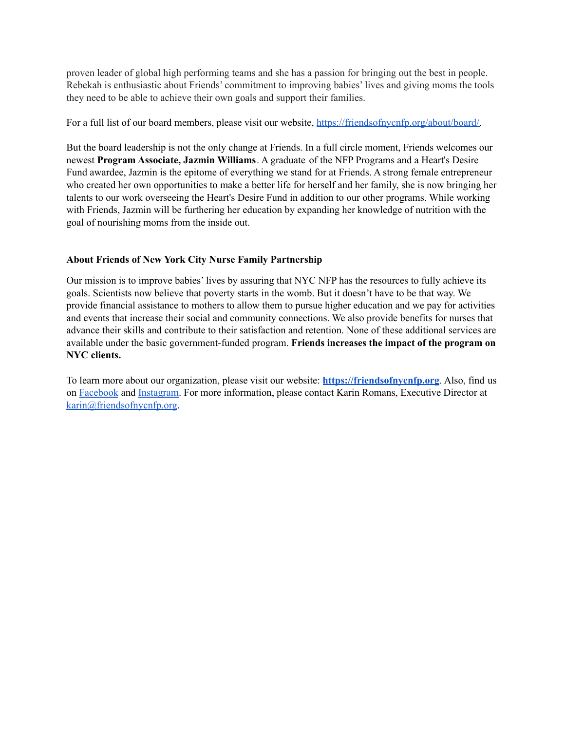proven leader of global high performing teams and she has a passion for bringing out the best in people. Rebekah is enthusiastic about Friends' commitment to improving babies' lives and giving moms the tools they need to be able to achieve their own goals and support their families.

For a full list of our board members, please visit our website, [https://friendsofnycnfp.org/about/board/](https://friendsofnycnfp.org/about/board/).

But the board leadership is not the only change at Friends. In a full circle moment, Friends welcomes our newest **Program Associate, Jazmin Williams**. A graduate of the NFP Programs and a Heart's Desire Fund awardee, Jazmin is the epitome of everything we stand for at Friends. A strong female entrepreneur who created her own opportunities to make a better life for herself and her family, she is now bringing her talents to our work overseeing the Heart's Desire Fund in addition to our other programs. While working with Friends, Jazmin will be furthering her education by expanding her knowledge of nutrition with the goal of nourishing moms from the inside out.

**About Friends of New York City Nurse Family Partnership**

Our mission is to improve babies' lives by assuring that NYC NFP has the resources to fully achieve its goals. Scientists now believe that poverty starts in the womb. But it doesn't have to be that way. We provide financial assistance to mothers to allow them to pursue higher education and we pay for activities and events that increase their social and community connections. We also provide benefits for nurses that advance their skills and contribute to their satisfaction and retention. None of these additional services are available under the basic government-funded program. **Friends increases the impact of the program on NYC clients.**

To learn more about our organization, please visit our website: **[https://friendsofnycnfp.org](https://friendsofnycnfp.org)**. Also, find us on Facebook and Instagram. For more information, please contact Karin Romans, Executive Director at karin@friendsofnycnfp.org.